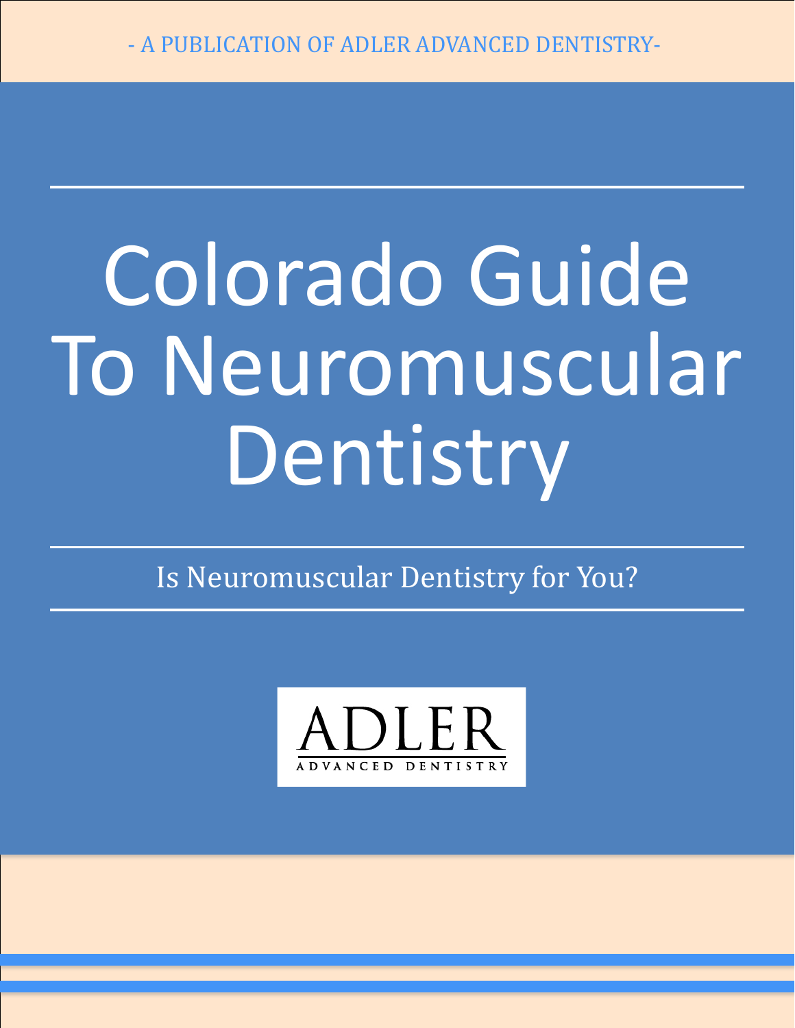- A PUBLICATION OF ADLER ADVANCED DENTISTRY-

# Colorado Guide To Neuromuscular Dentistry

Is Neuromuscular Dentistry for You?

ADLER

ADVANCED DENTISTRY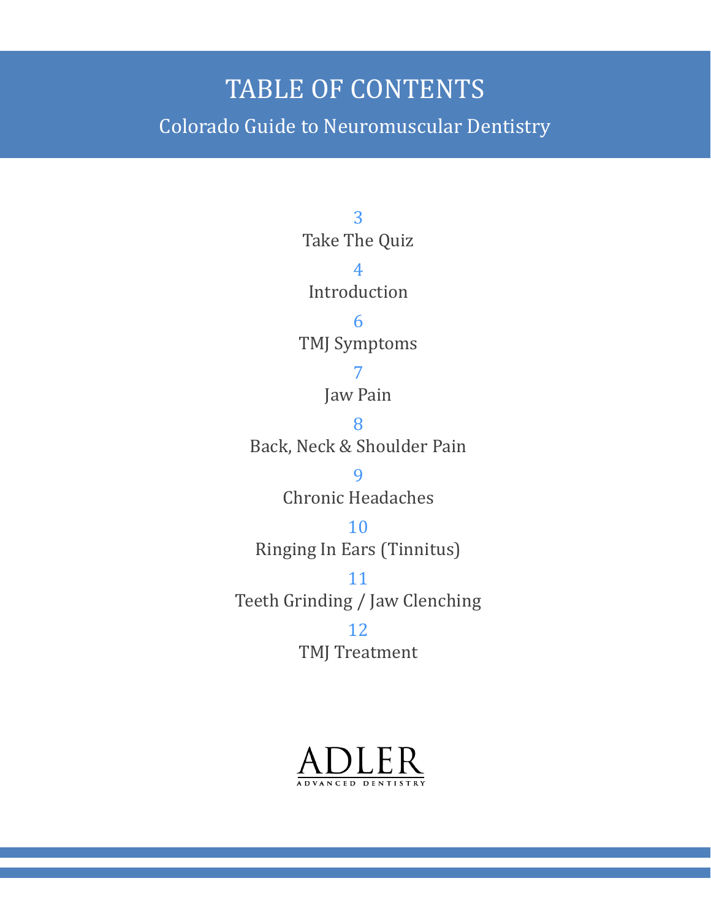# TABLE OF CONTENTS

## Colorado Guide to Neuromuscular Dentistry

3
Take The Quiz

4
Introduction

6
TMJ Symptoms

7
Jaw Pain

8
Back, Neck & Shoulder Pain

9
Chronic Headaches

10
Ringing In Ears (Tinnitus)

11
Teeth Grinding / Jaw Clenching

12
TMJ Treatment

ADLER
ADVANCED DENTISTRY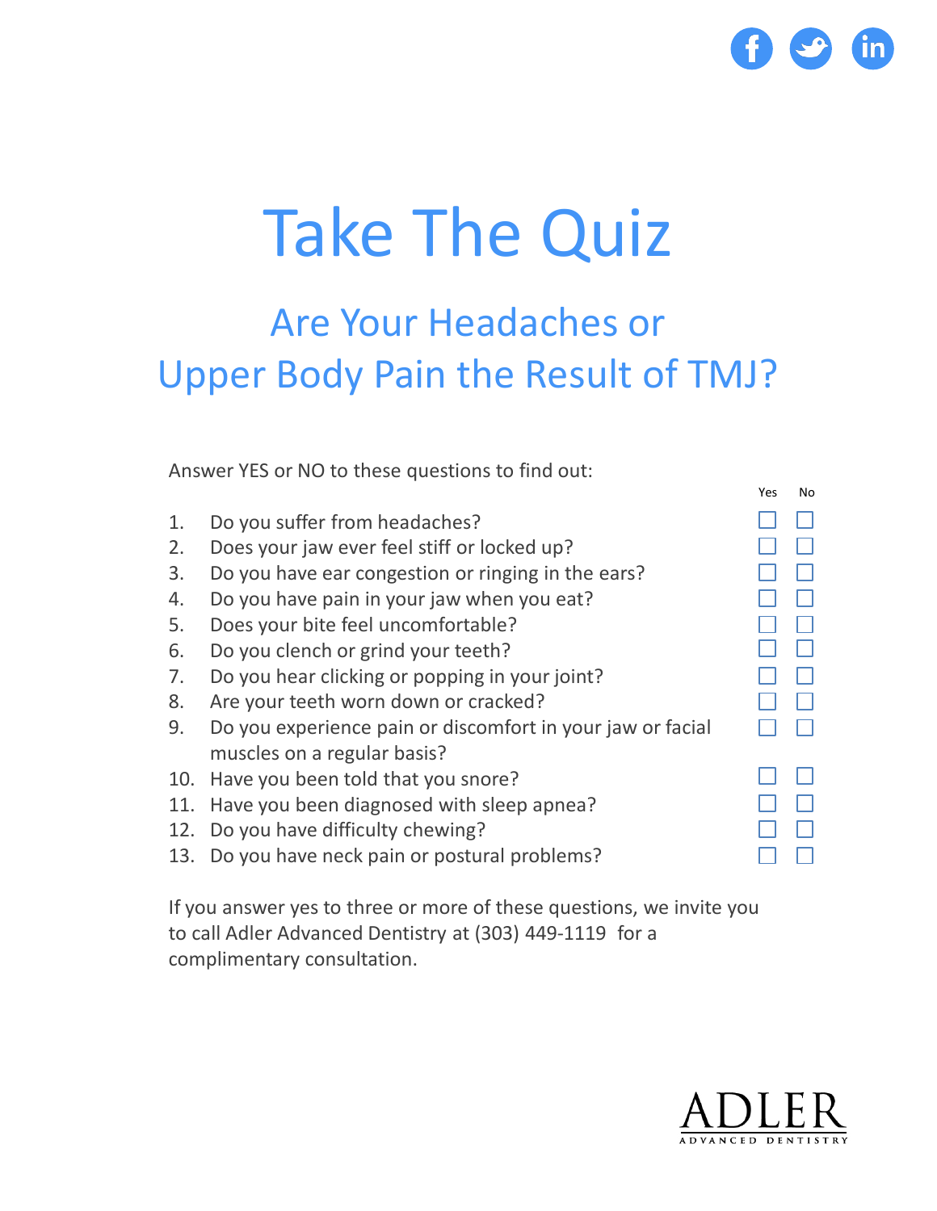# Take The Quiz

## Are Your Headaches or Upper Body Pain the Result of TMJ?

Answer YES or NO to these questions to find out:

| | Question | Yes | No |
|---|---|---|---|
| 1. | Do you suffer from headaches? | ☐ | ☐ |
| 2. | Does your jaw ever feel stiff or locked up? | ☐ | ☐ |
| 3. | Do you have ear congestion or ringing in the ears? | ☐ | ☐ |
| 4. | Do you have pain in your jaw when you eat? | ☐ | ☐ |
| 5. | Does your bite feel uncomfortable? | ☐ | ☐ |
| 6. | Do you clench or grind your teeth? | ☐ | ☐ |
| 7. | Do you hear clicking or popping in your joint? | ☐ | ☐ |
| 8. | Are your teeth worn down or cracked? | ☐ | ☐ |
| 9. | Do you experience pain or discomfort in your jaw or facial muscles on a regular basis? | ☐ | ☐ |
| 10. | Have you been told that you snore? | ☐ | ☐ |
| 11. | Have you been diagnosed with sleep apnea? | ☐ | ☐ |
| 12. | Do you have difficulty chewing? | ☐ | ☐ |
| 13. | Do you have neck pain or postural problems? | ☐ | ☐ |

If you answer yes to three or more of these questions, we invite you to call Adler Advanced Dentistry at (303) 449-1119 for a complimentary consultation.

ADLER
ADVANCED DENTISTRY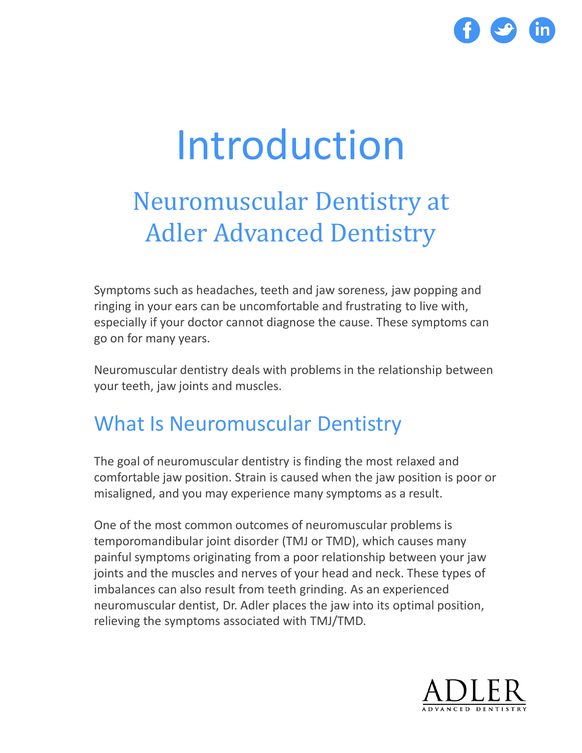# Introduction

## Neuromuscular Dentistry at Adler Advanced Dentistry

Symptoms such as headaches, teeth and jaw soreness, jaw popping and ringing in your ears can be uncomfortable and frustrating to live with, especially if your doctor cannot diagnose the cause. These symptoms can go on for many years.

Neuromuscular dentistry deals with problems in the relationship between your teeth, jaw joints and muscles.

### What Is Neuromuscular Dentistry

The goal of neuromuscular dentistry is finding the most relaxed and comfortable jaw position. Strain is caused when the jaw position is poor or misaligned, and you may experience many symptoms as a result.

One of the most common outcomes of neuromuscular problems is temporomandibular joint disorder (TMJ or TMD), which causes many painful symptoms originating from a poor relationship between your jaw joints and the muscles and nerves of your head and neck. These types of imbalances can also result from teeth grinding. As an experienced neuromuscular dentist, Dr. Adler places the jaw into its optimal position, relieving the symptoms associated with TMJ/TMD.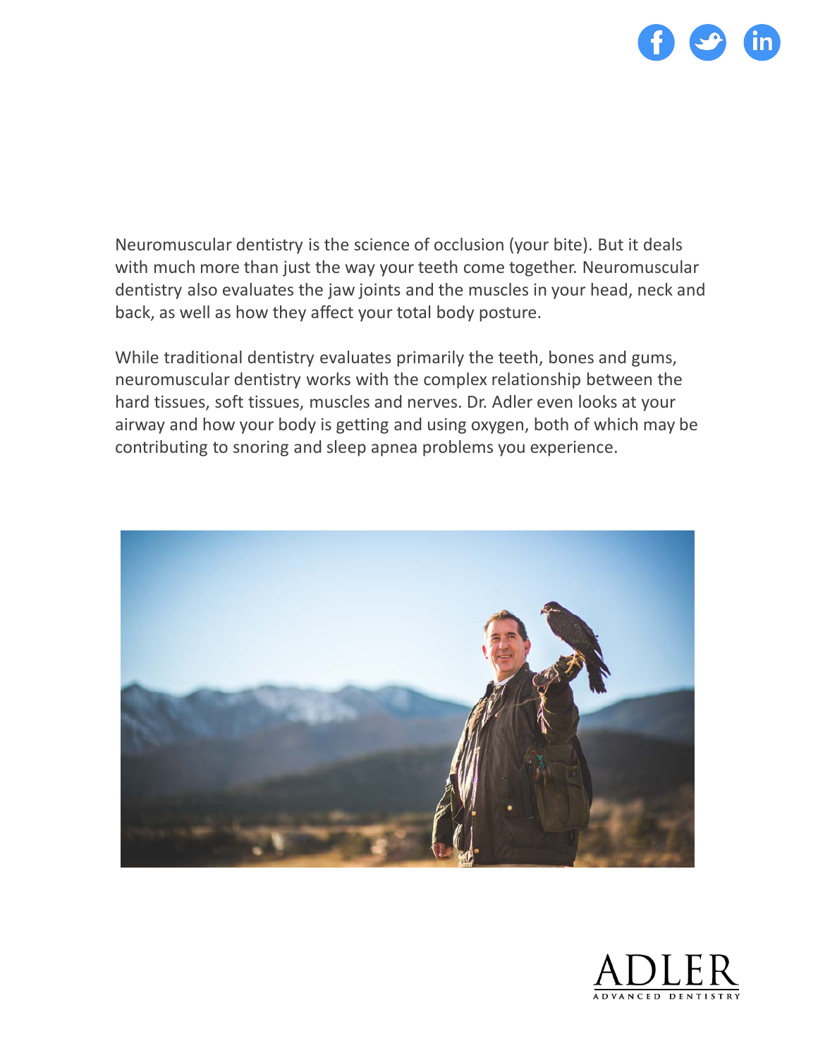Neuromuscular dentistry is the science of occlusion (your bite). But it deals with much more than just the way your teeth come together. Neuromuscular dentistry also evaluates the jaw joints and the muscles in your head, neck and back, as well as how they affect your total body posture.

While traditional dentistry evaluates primarily the teeth, bones and gums, neuromuscular dentistry works with the complex relationship between the hard tissues, soft tissues, muscles and nerves. Dr. Adler even looks at your airway and how your body is getting and using oxygen, both of which may be contributing to snoring and sleep apnea problems you experience.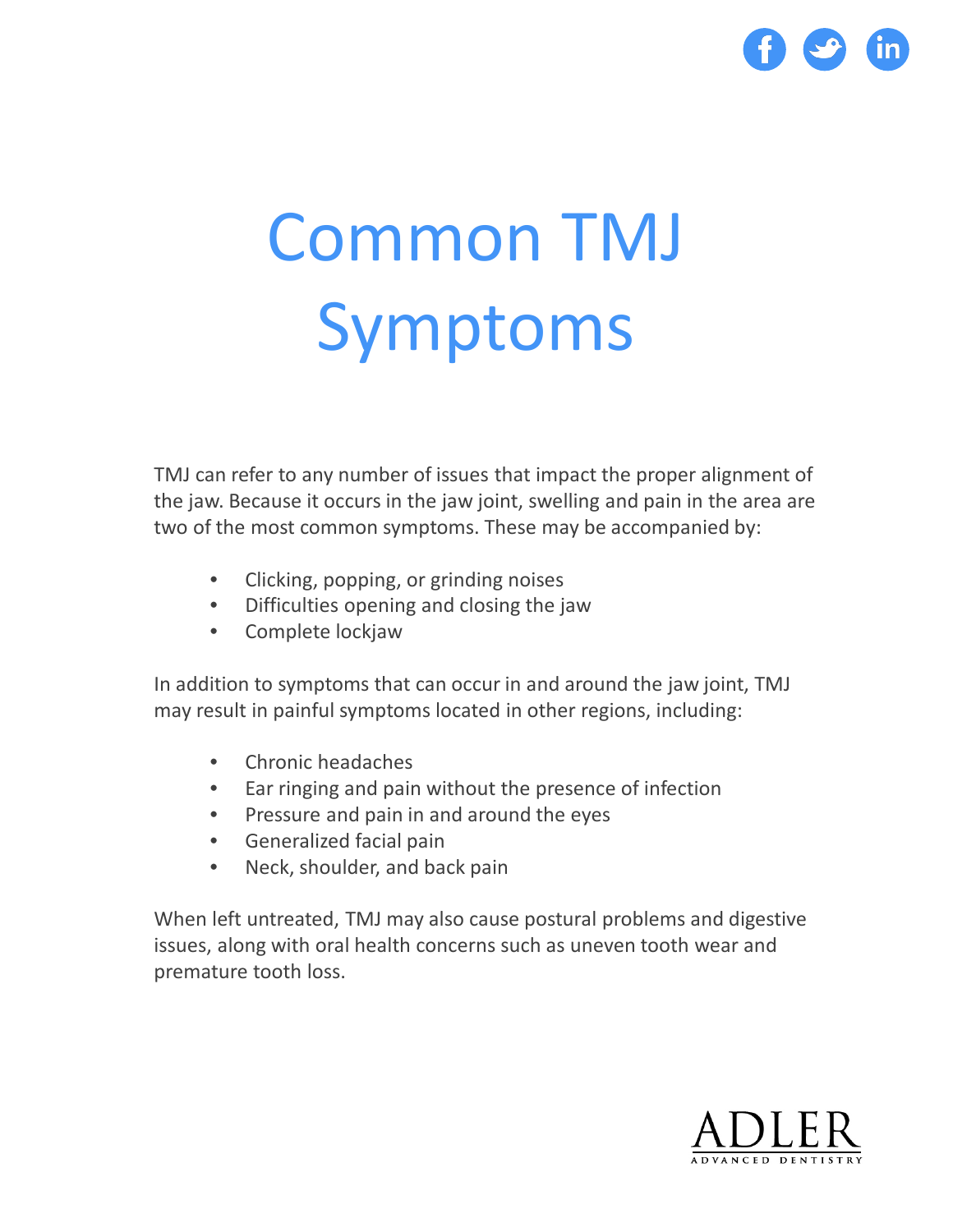# Common TMJ Symptoms

TMJ can refer to any number of issues that impact the proper alignment of the jaw. Because it occurs in the jaw joint, swelling and pain in the area are two of the most common symptoms. These may be accompanied by:

- Clicking, popping, or grinding noises
- Difficulties opening and closing the jaw
- Complete lockjaw

In addition to symptoms that can occur in and around the jaw joint, TMJ may result in painful symptoms located in other regions, including:

- Chronic headaches
- Ear ringing and pain without the presence of infection
- Pressure and pain in and around the eyes
- Generalized facial pain
- Neck, shoulder, and back pain

When left untreated, TMJ may also cause postural problems and digestive issues, along with oral health concerns such as uneven tooth wear and premature tooth loss.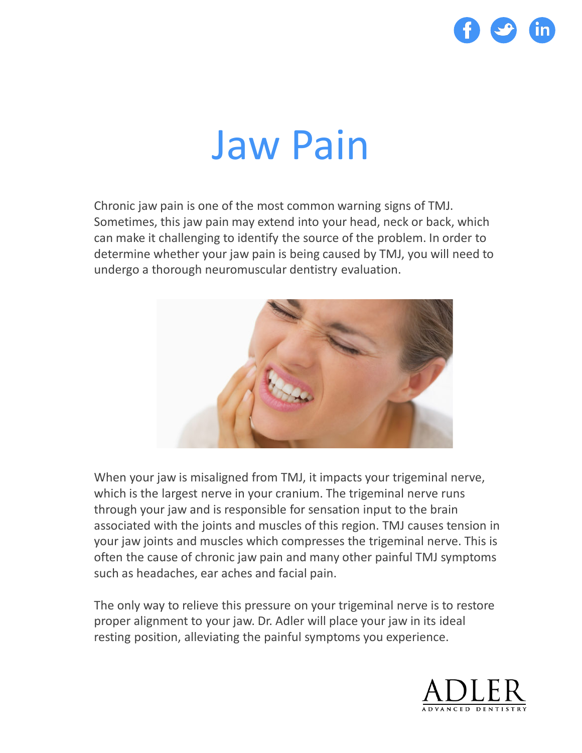# Jaw Pain

Chronic jaw pain is one of the most common warning signs of TMJ. Sometimes, this jaw pain may extend into your head, neck or back, which can make it challenging to identify the source of the problem. In order to determine whether your jaw pain is being caused by TMJ, you will need to undergo a thorough neuromuscular dentistry evaluation.

When your jaw is misaligned from TMJ, it impacts your trigeminal nerve, which is the largest nerve in your cranium. The trigeminal nerve runs through your jaw and is responsible for sensation input to the brain associated with the joints and muscles of this region. TMJ causes tension in your jaw joints and muscles which compresses the trigeminal nerve. This is often the cause of chronic jaw pain and many other painful TMJ symptoms such as headaches, ear aches and facial pain.

The only way to relieve this pressure on your trigeminal nerve is to restore proper alignment to your jaw. Dr. Adler will place your jaw in its ideal resting position, alleviating the painful symptoms you experience.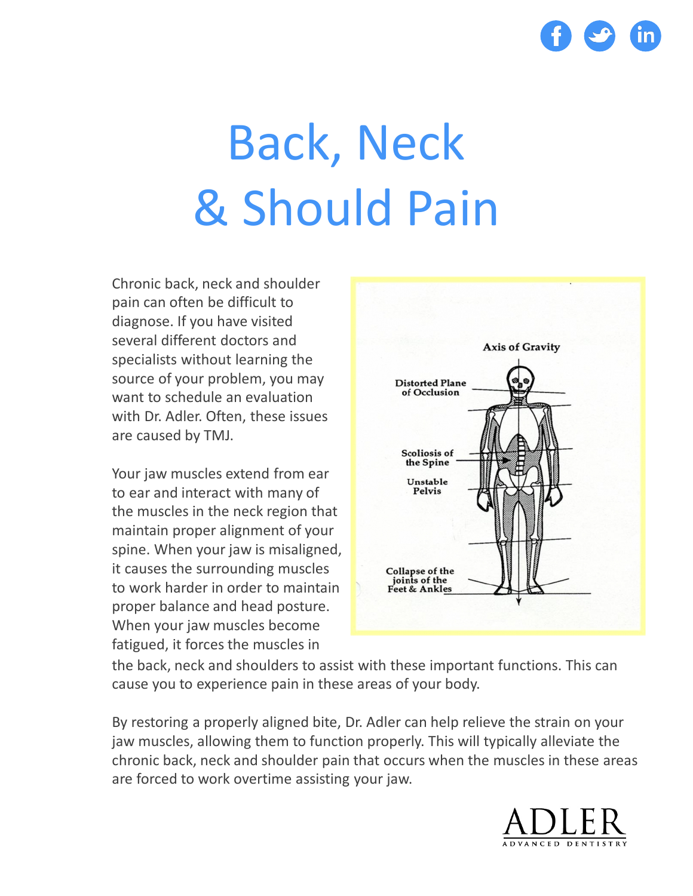# Back, Neck & Should Pain

Chronic back, neck and shoulder pain can often be difficult to diagnose. If you have visited several different doctors and specialists without learning the source of your problem, you may want to schedule an evaluation with Dr. Adler. Often, these issues are caused by TMJ.

Axis of Gravity

Distorted Plane of Occlusion

Scoliosis of the Spine

Unstable Pelvis

Collapse of the joints of the Feet & Ankles

Your jaw muscles extend from ear to ear and interact with many of the muscles in the neck region that maintain proper alignment of your spine. When your jaw is misaligned, it causes the surrounding muscles to work harder in order to maintain proper balance and head posture. When your jaw muscles become fatigued, it forces the muscles in the back, neck and shoulders to assist with these important functions. This can cause you to experience pain in these areas of your body.

By restoring a properly aligned bite, Dr. Adler can help relieve the strain on your jaw muscles, allowing them to function properly. This will typically alleviate the chronic back, neck and shoulder pain that occurs when the muscles in these areas are forced to work overtime assisting your jaw.

ADLER
ADVANCED DENTISTRY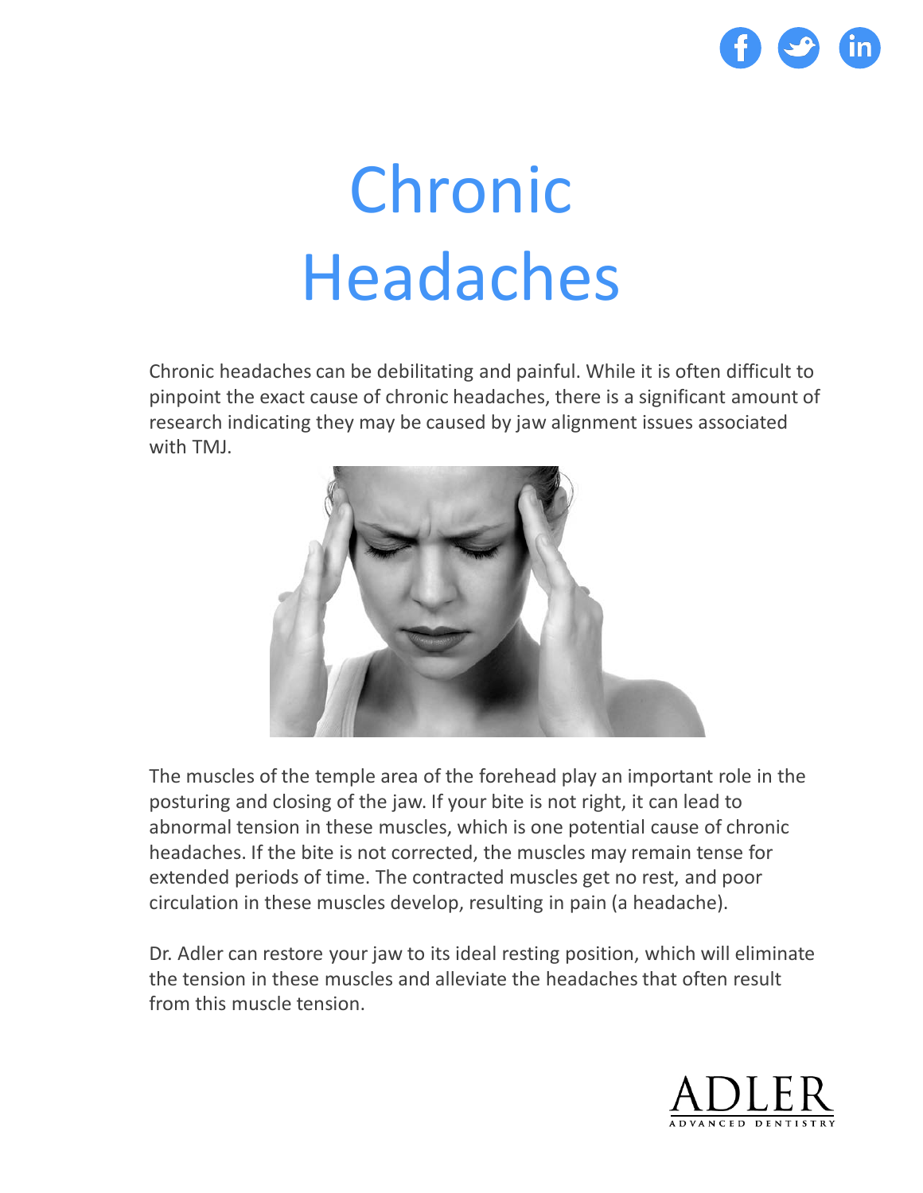# Chronic Headaches

Chronic headaches can be debilitating and painful. While it is often difficult to pinpoint the exact cause of chronic headaches, there is a significant amount of research indicating they may be caused by jaw alignment issues associated with TMJ.

The muscles of the temple area of the forehead play an important role in the posturing and closing of the jaw. If your bite is not right, it can lead to abnormal tension in these muscles, which is one potential cause of chronic headaches. If the bite is not corrected, the muscles may remain tense for extended periods of time. The contracted muscles get no rest, and poor circulation in these muscles develop, resulting in pain (a headache).

Dr. Adler can restore your jaw to its ideal resting position, which will eliminate the tension in these muscles and alleviate the headaches that often result from this muscle tension.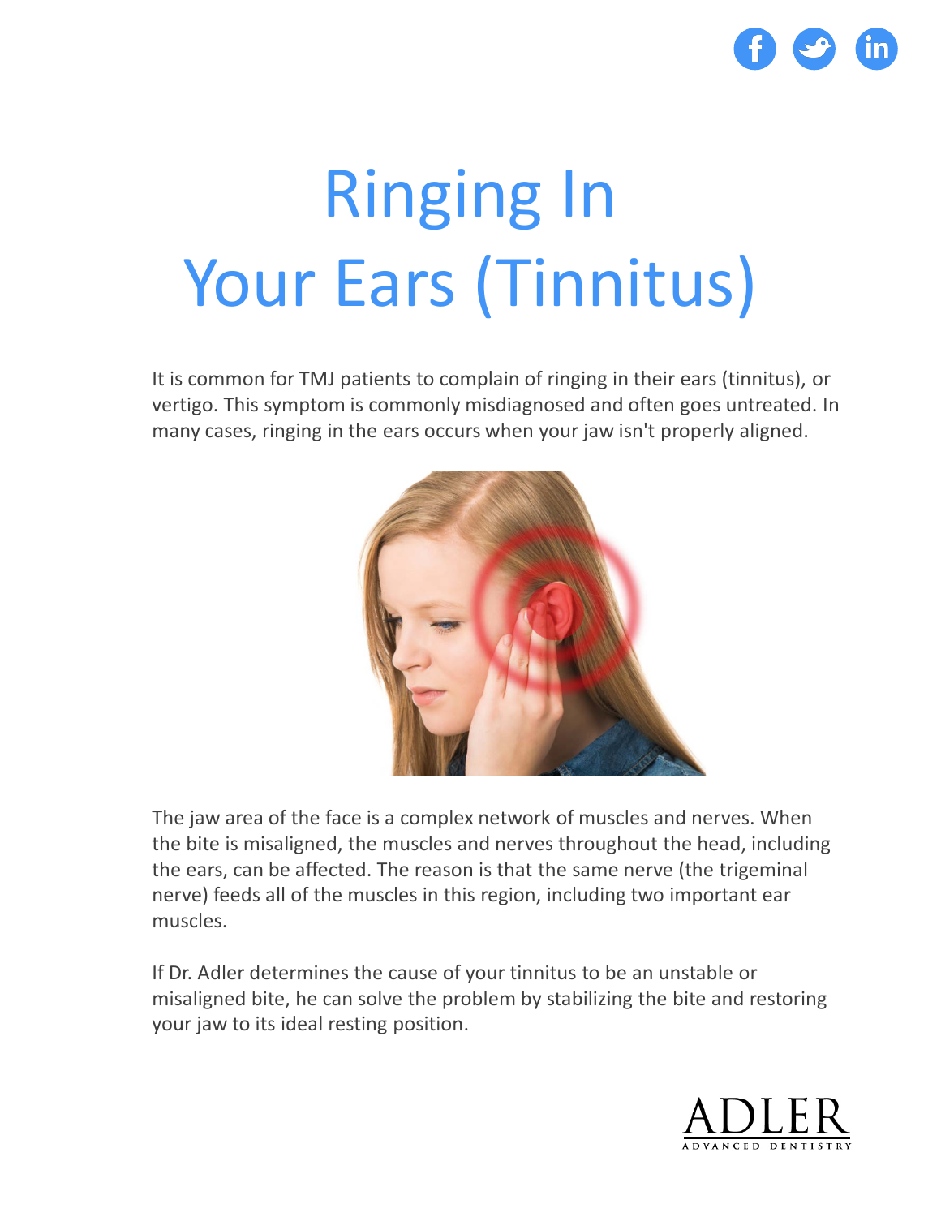# Ringing In Your Ears (Tinnitus)

It is common for TMJ patients to complain of ringing in their ears (tinnitus), or vertigo. This symptom is commonly misdiagnosed and often goes untreated. In many cases, ringing in the ears occurs when your jaw isn't properly aligned.

The jaw area of the face is a complex network of muscles and nerves. When the bite is misaligned, the muscles and nerves throughout the head, including the ears, can be affected. The reason is that the same nerve (the trigeminal nerve) feeds all of the muscles in this region, including two important ear muscles.

If Dr. Adler determines the cause of your tinnitus to be an unstable or misaligned bite, he can solve the problem by stabilizing the bite and restoring your jaw to its ideal resting position.

ADLER
ADVANCED DENTISTRY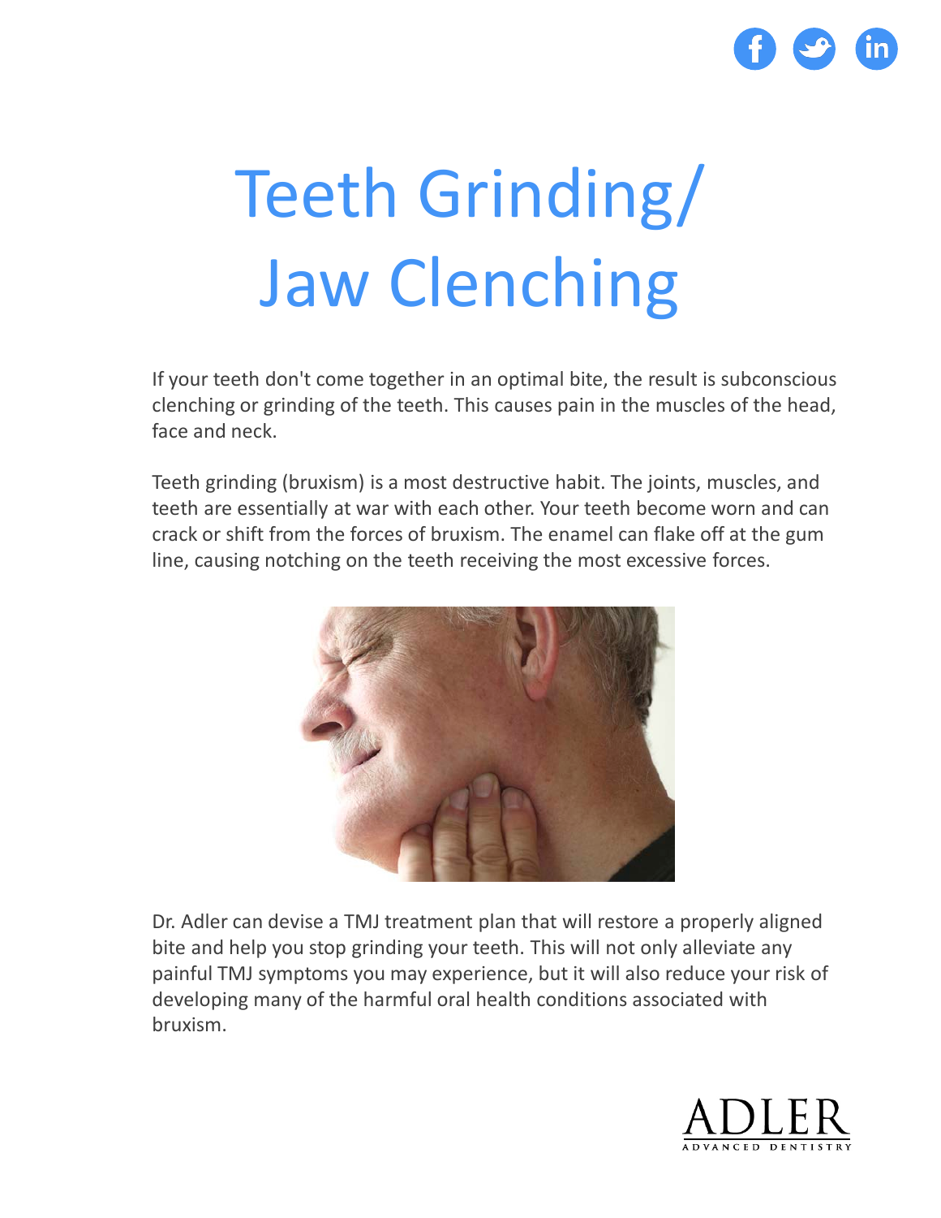# Teeth Grinding/ Jaw Clenching

If your teeth don't come together in an optimal bite, the result is subconscious clenching or grinding of the teeth. This causes pain in the muscles of the head, face and neck.

Teeth grinding (bruxism) is a most destructive habit. The joints, muscles, and teeth are essentially at war with each other. Your teeth become worn and can crack or shift from the forces of bruxism. The enamel can flake off at the gum line, causing notching on the teeth receiving the most excessive forces.

Dr. Adler can devise a TMJ treatment plan that will restore a properly aligned bite and help you stop grinding your teeth. This will not only alleviate any painful TMJ symptoms you may experience, but it will also reduce your risk of developing many of the harmful oral health conditions associated with bruxism.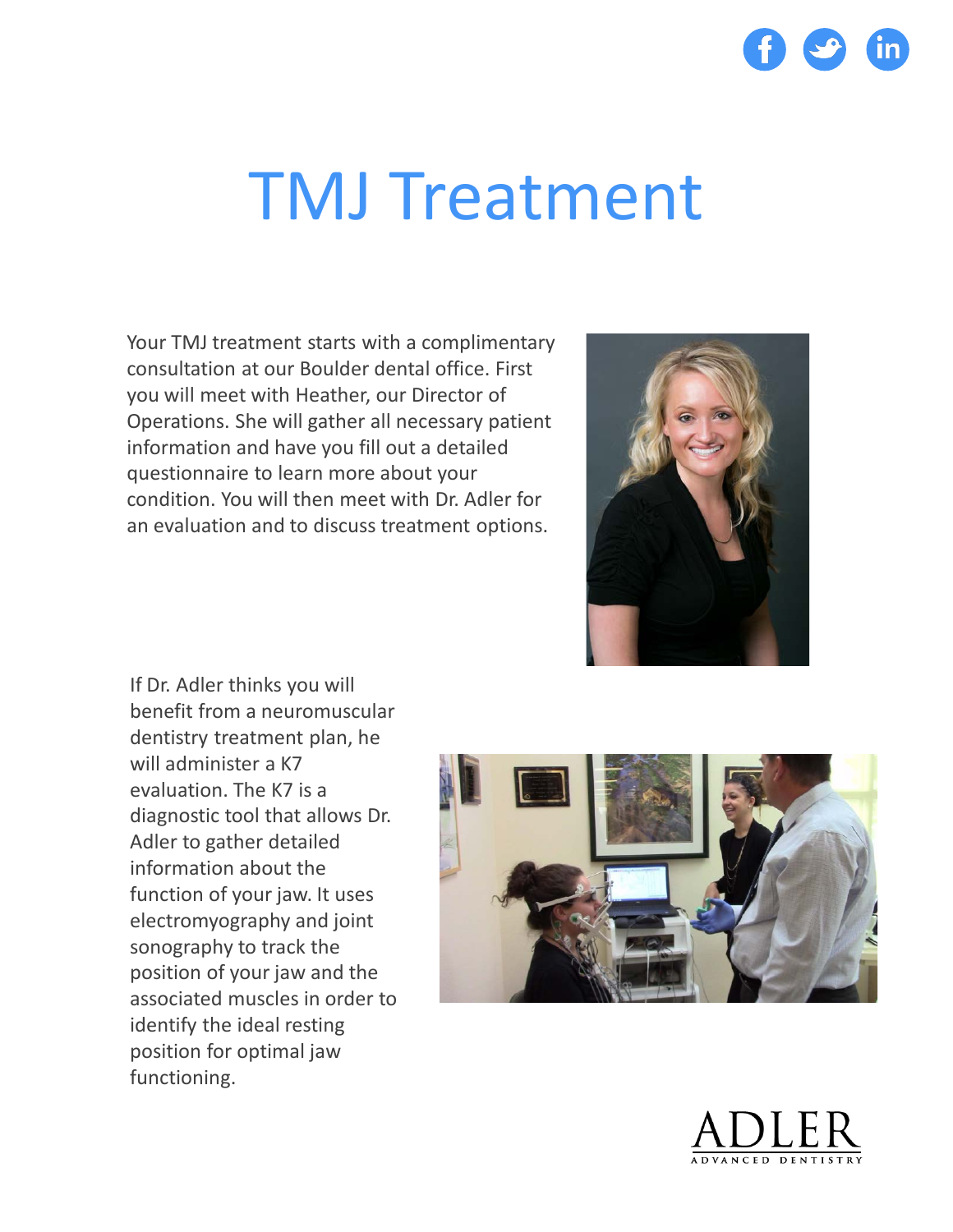# TMJ Treatment

Your TMJ treatment starts with a complimentary consultation at our Boulder dental office. First you will meet with Heather, our Director of Operations. She will gather all necessary patient information and have you fill out a detailed questionnaire to learn more about your condition. You will then meet with Dr. Adler for an evaluation and to discuss treatment options.

If Dr. Adler thinks you will benefit from a neuromuscular dentistry treatment plan, he will administer a K7 evaluation. The K7 is a diagnostic tool that allows Dr. Adler to gather detailed information about the function of your jaw. It uses electromyography and joint sonography to track the position of your jaw and the associated muscles in order to identify the ideal resting position for optimal jaw functioning.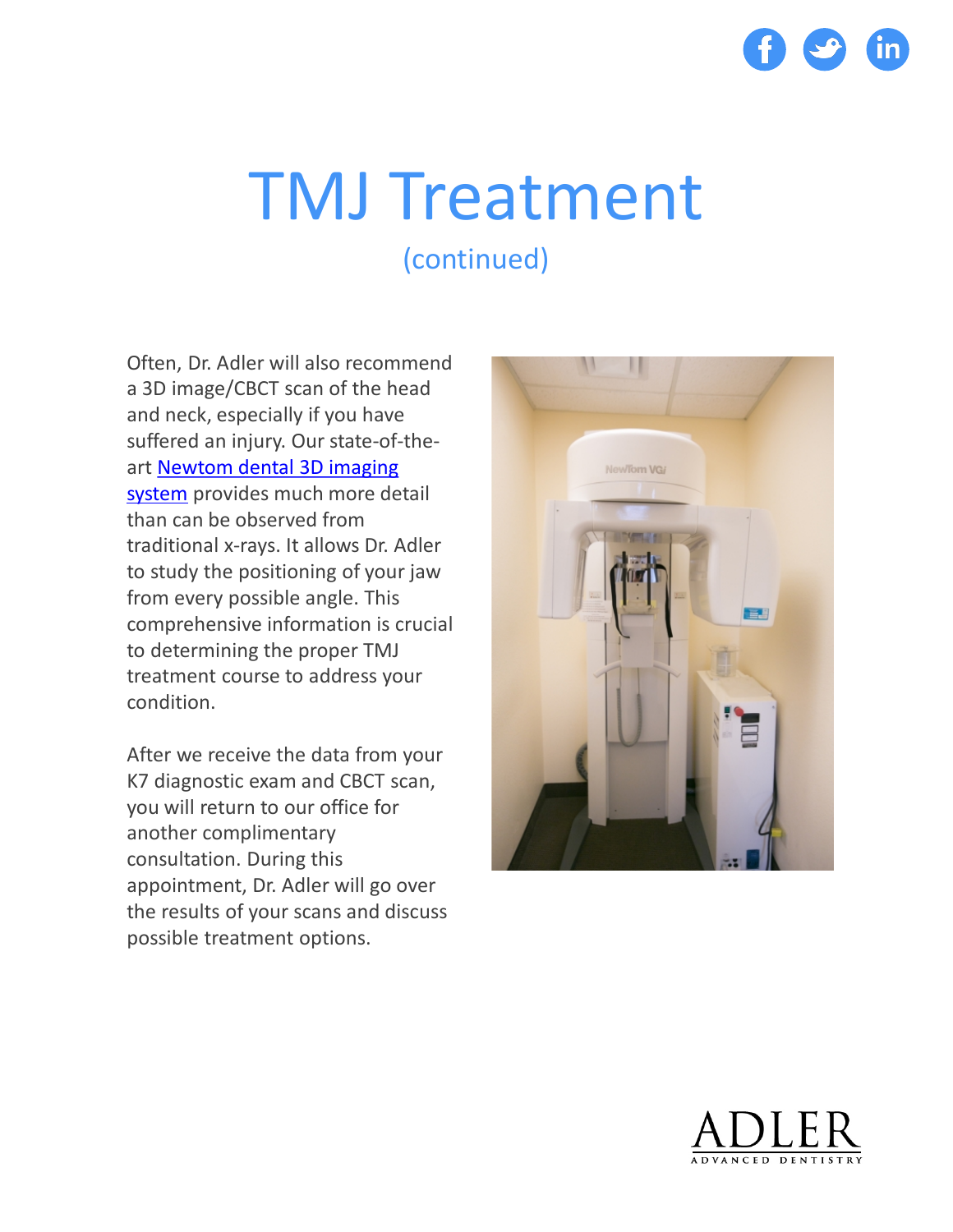# TMJ Treatment

(continued)

Often, Dr. Adler will also recommend a 3D image/CBCT scan of the head and neck, especially if you have suffered an injury. Our state-of-the-art Newtom dental 3D imaging system provides much more detail than can be observed from traditional x-rays. It allows Dr. Adler to study the positioning of your jaw from every possible angle. This comprehensive information is crucial to determining the proper TMJ treatment course to address your condition.

After we receive the data from your K7 diagnostic exam and CBCT scan, you will return to our office for another complimentary consultation. During this appointment, Dr. Adler will go over the results of your scans and discuss possible treatment options.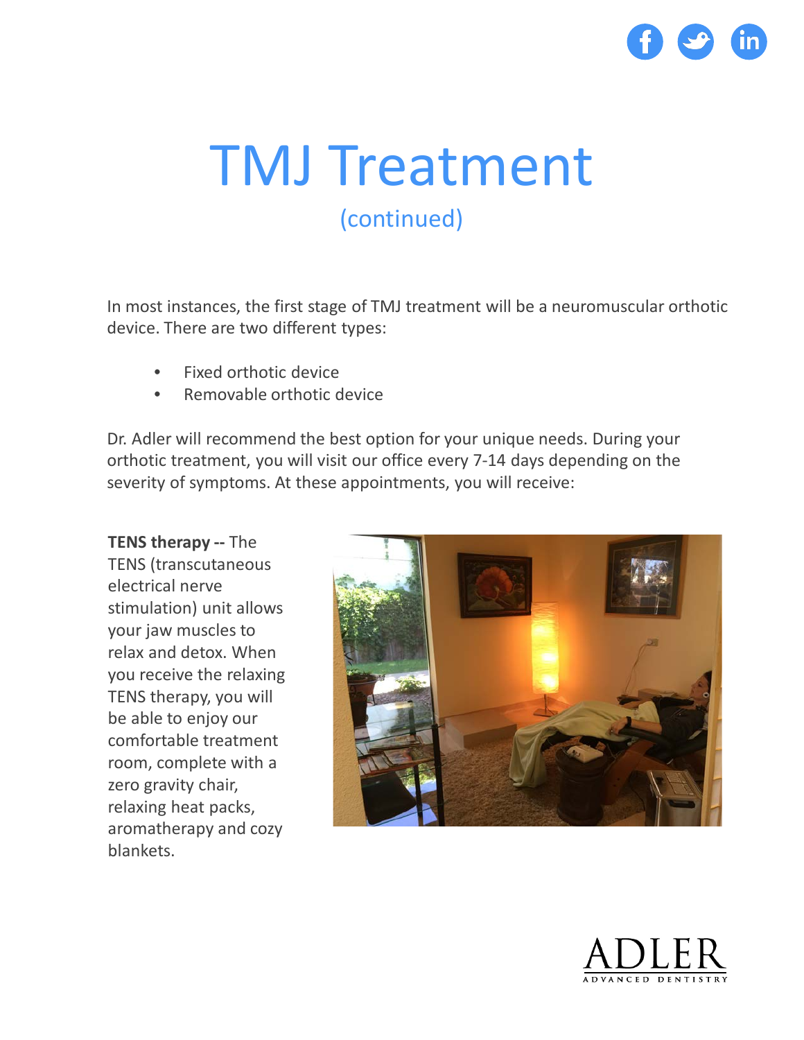# TMJ Treatment

## (continued)

In most instances, the first stage of TMJ treatment will be a neuromuscular orthotic device. There are two different types:

- Fixed orthotic device
- Removable orthotic device

Dr. Adler will recommend the best option for your unique needs. During your orthotic treatment, you will visit our office every 7-14 days depending on the severity of symptoms. At these appointments, you will receive:

**TENS therapy --** The TENS (transcutaneous electrical nerve stimulation) unit allows your jaw muscles to relax and detox. When you receive the relaxing TENS therapy, you will be able to enjoy our comfortable treatment room, complete with a zero gravity chair, relaxing heat packs, aromatherapy and cozy blankets.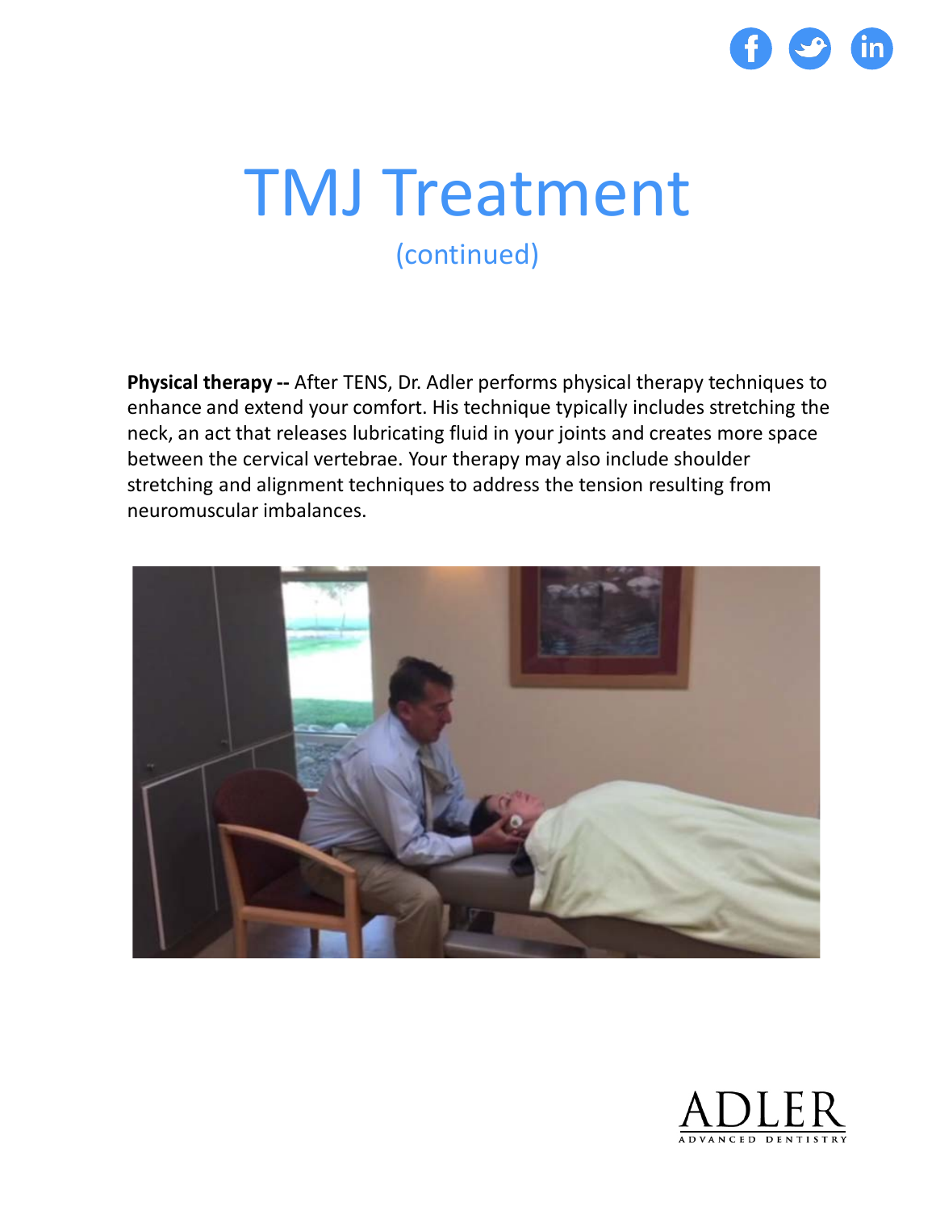# TMJ Treatment

(continued)

**Physical therapy --** After TENS, Dr. Adler performs physical therapy techniques to enhance and extend your comfort. His technique typically includes stretching the neck, an act that releases lubricating fluid in your joints and creates more space between the cervical vertebrae. Your therapy may also include shoulder stretching and alignment techniques to address the tension resulting from neuromuscular imbalances.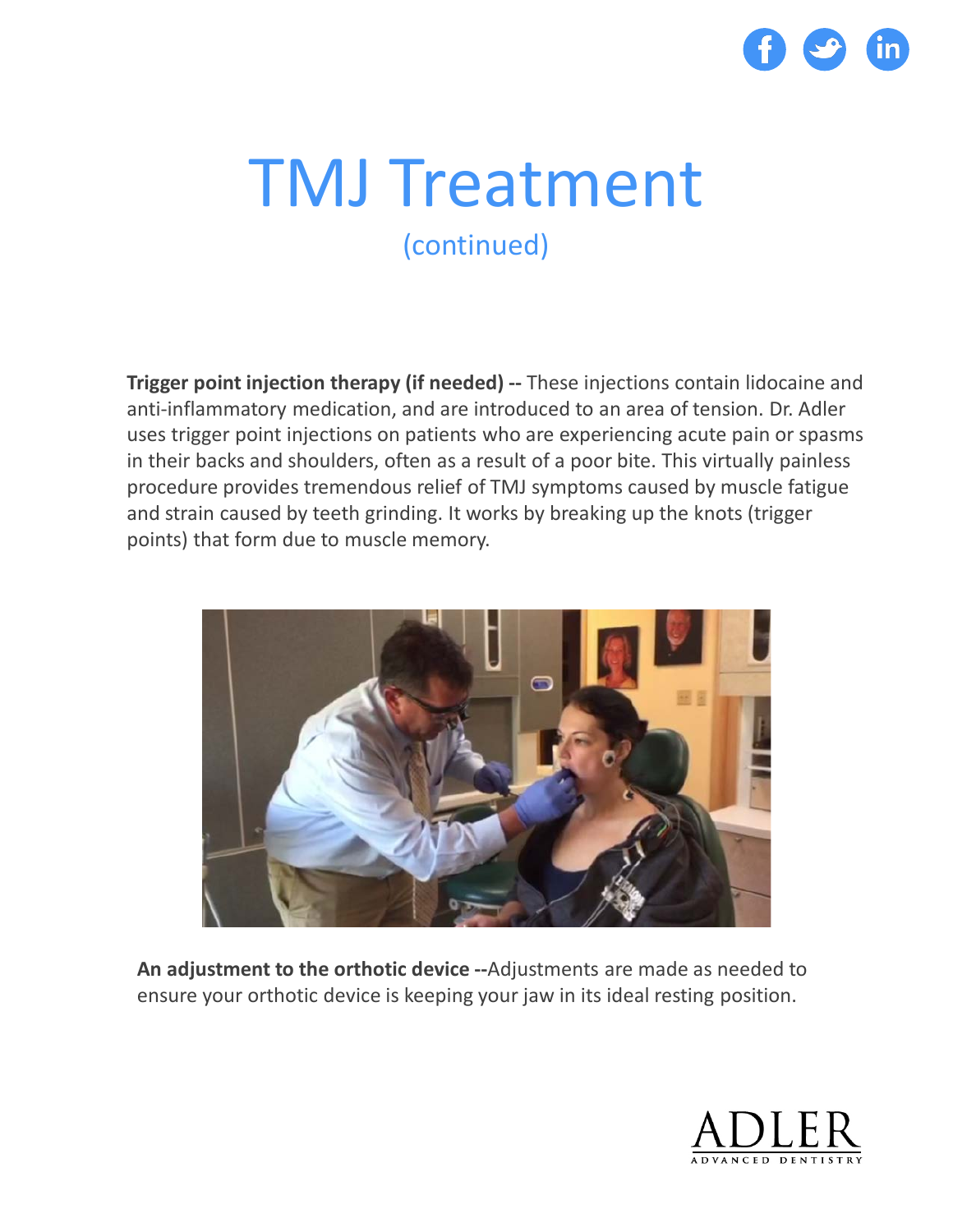# TMJ Treatment

(continued)

**Trigger point injection therapy (if needed) --** These injections contain lidocaine and anti-inflammatory medication, and are introduced to an area of tension. Dr. Adler uses trigger point injections on patients who are experiencing acute pain or spasms in their backs and shoulders, often as a result of a poor bite. This virtually painless procedure provides tremendous relief of TMJ symptoms caused by muscle fatigue and strain caused by teeth grinding. It works by breaking up the knots (trigger points) that form due to muscle memory.

**An adjustment to the orthotic device --**Adjustments are made as needed to ensure your orthotic device is keeping your jaw in its ideal resting position.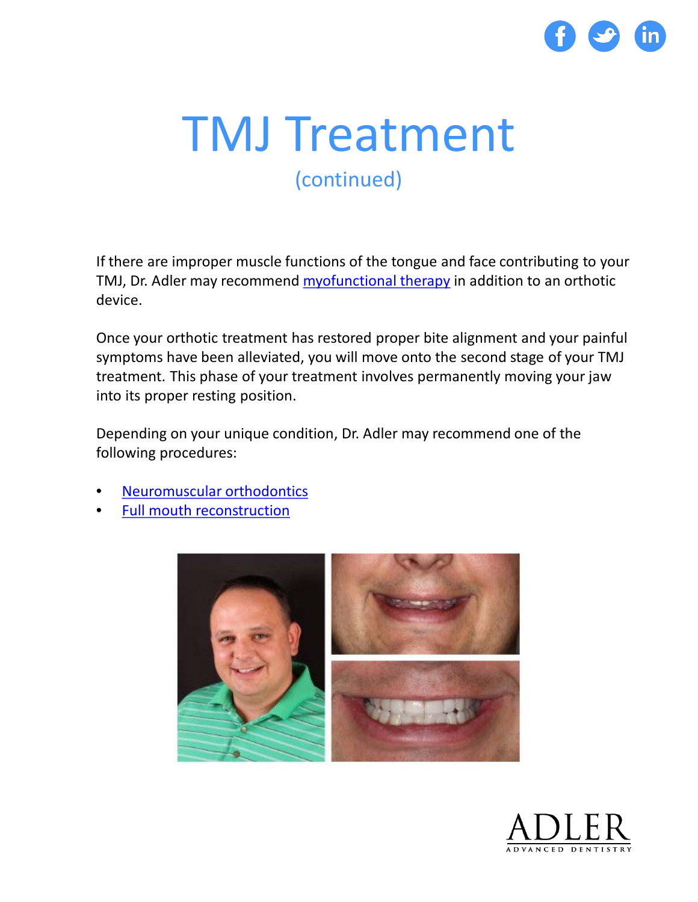# TMJ Treatment

(continued)

If there are improper muscle functions of the tongue and face contributing to your TMJ, Dr. Adler may recommend myofunctional therapy in addition to an orthotic device.

Once your orthotic treatment has restored proper bite alignment and your painful symptoms have been alleviated, you will move onto the second stage of your TMJ treatment. This phase of your treatment involves permanently moving your jaw into its proper resting position.

Depending on your unique condition, Dr. Adler may recommend one of the following procedures:

- Neuromuscular orthodontics
- Full mouth reconstruction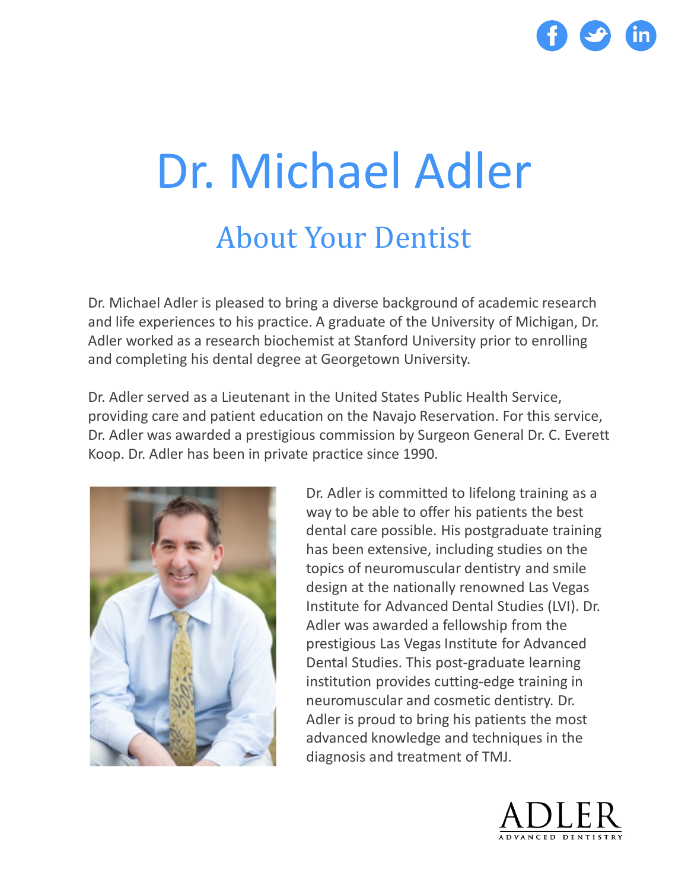# Dr. Michael Adler

## About Your Dentist

Dr. Michael Adler is pleased to bring a diverse background of academic research and life experiences to his practice. A graduate of the University of Michigan, Dr. Adler worked as a research biochemist at Stanford University prior to enrolling and completing his dental degree at Georgetown University.

Dr. Adler served as a Lieutenant in the United States Public Health Service, providing care and patient education on the Navajo Reservation. For this service, Dr. Adler was awarded a prestigious commission by Surgeon General Dr. C. Everett Koop. Dr. Adler has been in private practice since 1990.

Dr. Adler is committed to lifelong training as a way to be able to offer his patients the best dental care possible. His postgraduate training has been extensive, including studies on the topics of neuromuscular dentistry and smile design at the nationally renowned Las Vegas Institute for Advanced Dental Studies (LVI). Dr. Adler was awarded a fellowship from the prestigious Las Vegas Institute for Advanced Dental Studies. This post-graduate learning institution provides cutting-edge training in neuromuscular and cosmetic dentistry. Dr. Adler is proud to bring his patients the most advanced knowledge and techniques in the diagnosis and treatment of TMJ.

ADLER
ADVANCED DENTISTRY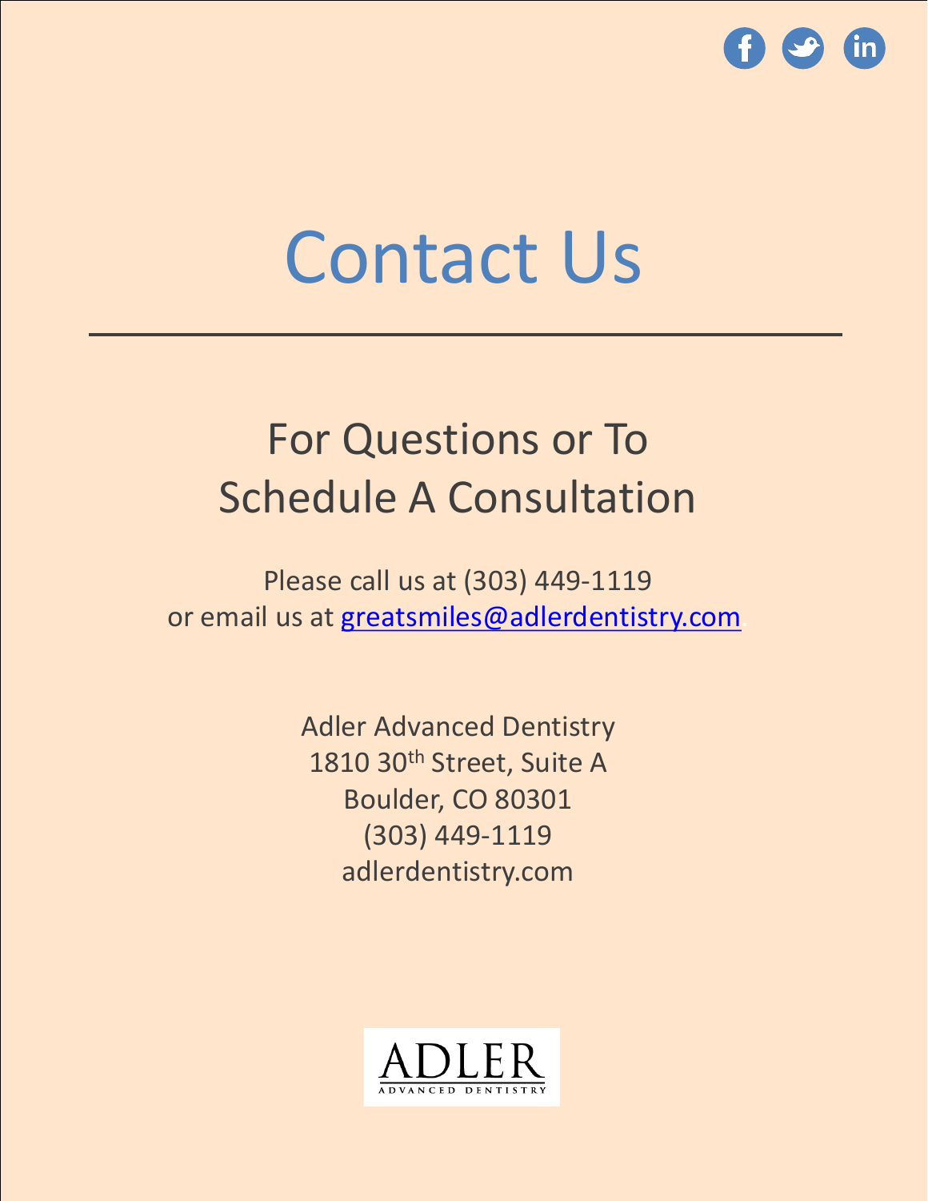# Contact Us

## For Questions or To Schedule A Consultation

Please call us at (303) 449-1119
or email us at greatsmiles@adlerdentistry.com.

Adler Advanced Dentistry
1810 30th Street, Suite A
Boulder, CO 80301
(303) 449-1119
adlerdentistry.com

ADLER
ADVANCED DENTISTRY